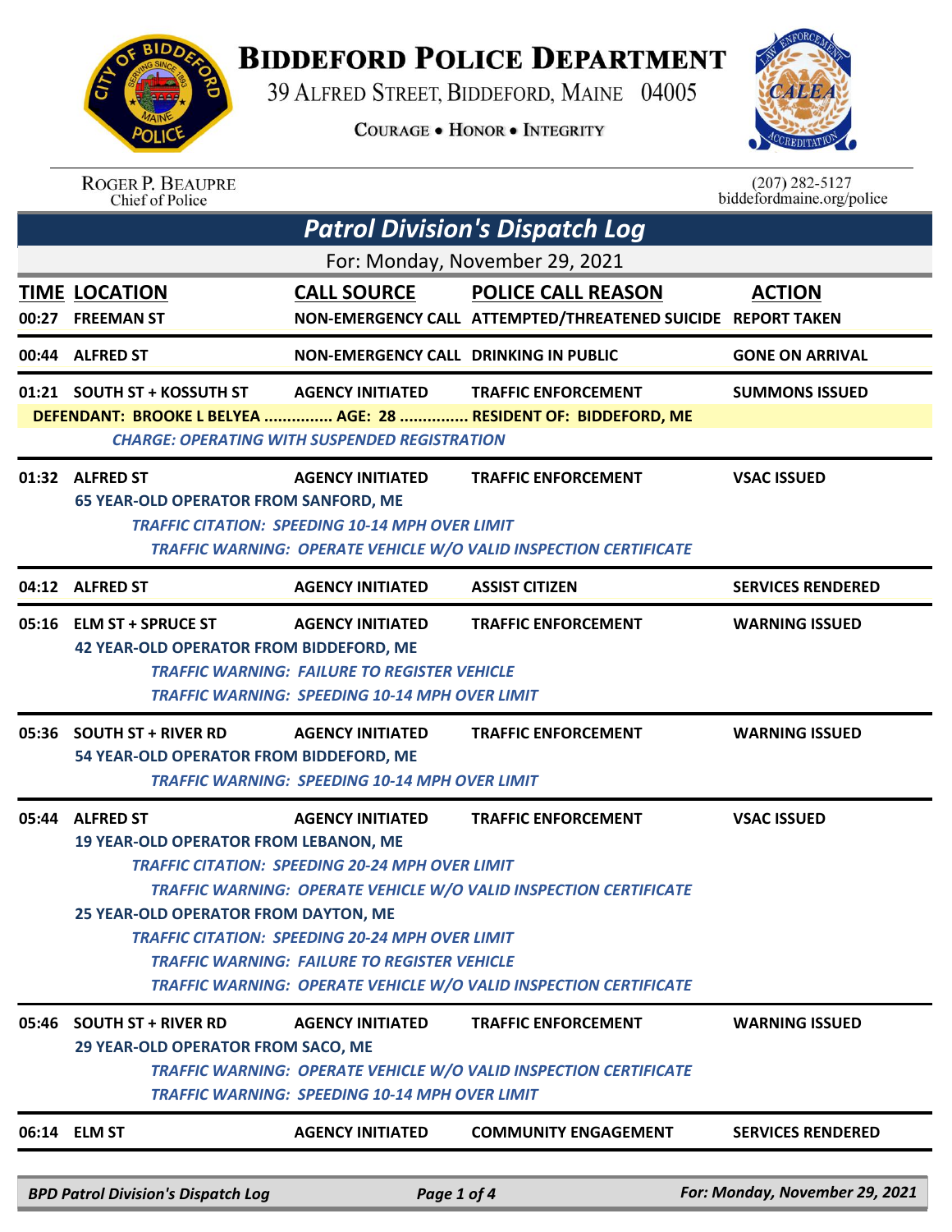# BIDDEFORD POLICE DEPARTMENT

39 ALFRED STREET, BIDDEFORD, MAINE 04005

COURAGE • HONOR • INTEGRITY

ROGER P. BEAUPRE
Chief of Police

(207) 282-5127
biddefordmaine.org/police

## *Patrol Division's Dispatch Log*

For: Monday, November 29, 2021

| TIME | LOCATION | CALL SOURCE | POLICE CALL REASON | ACTION |
|---|---|---|---|---|
| 00:27 | FREEMAN ST | NON-EMERGENCY CALL | ATTEMPTED/THREATENED SUICIDE | REPORT TAKEN |
| 00:44 | ALFRED ST | NON-EMERGENCY CALL | DRINKING IN PUBLIC | GONE ON ARRIVAL |
| 01:21 | SOUTH ST + KOSSUTH ST | AGENCY INITIATED | TRAFFIC ENFORCEMENT | SUMMONS ISSUED |
| | DEFENDANT: BROOKE L BELYEA ............... AGE: 28 ............... RESIDENT OF: BIDDEFORD, ME | | | |
| | *CHARGE: OPERATING WITH SUSPENDED REGISTRATION* | | | |
| 01:32 | ALFRED ST | AGENCY INITIATED | TRAFFIC ENFORCEMENT | VSAC ISSUED |
| | 65 YEAR-OLD OPERATOR FROM SANFORD, ME | | | |
| | *TRAFFIC CITATION: SPEEDING 10-14 MPH OVER LIMIT* | | | |
| | *TRAFFIC WARNING: OPERATE VEHICLE W/O VALID INSPECTION CERTIFICATE* | | | |
| 04:12 | ALFRED ST | AGENCY INITIATED | ASSIST CITIZEN | SERVICES RENDERED |
| 05:16 | ELM ST + SPRUCE ST | AGENCY INITIATED | TRAFFIC ENFORCEMENT | WARNING ISSUED |
| | 42 YEAR-OLD OPERATOR FROM BIDDEFORD, ME | | | |
| | *TRAFFIC WARNING: FAILURE TO REGISTER VEHICLE* | | | |
| | *TRAFFIC WARNING: SPEEDING 10-14 MPH OVER LIMIT* | | | |
| 05:36 | SOUTH ST + RIVER RD | AGENCY INITIATED | TRAFFIC ENFORCEMENT | WARNING ISSUED |
| | 54 YEAR-OLD OPERATOR FROM BIDDEFORD, ME | | | |
| | *TRAFFIC WARNING: SPEEDING 10-14 MPH OVER LIMIT* | | | |
| 05:44 | ALFRED ST | AGENCY INITIATED | TRAFFIC ENFORCEMENT | VSAC ISSUED |
| | 19 YEAR-OLD OPERATOR FROM LEBANON, ME | | | |
| | *TRAFFIC CITATION: SPEEDING 20-24 MPH OVER LIMIT* | | | |
| | *TRAFFIC WARNING: OPERATE VEHICLE W/O VALID INSPECTION CERTIFICATE* | | | |
| | 25 YEAR-OLD OPERATOR FROM DAYTON, ME | | | |
| | *TRAFFIC CITATION: SPEEDING 20-24 MPH OVER LIMIT* | | | |
| | *TRAFFIC WARNING: FAILURE TO REGISTER VEHICLE* | | | |
| | *TRAFFIC WARNING: OPERATE VEHICLE W/O VALID INSPECTION CERTIFICATE* | | | |
| 05:46 | SOUTH ST + RIVER RD | AGENCY INITIATED | TRAFFIC ENFORCEMENT | WARNING ISSUED |
| | 29 YEAR-OLD OPERATOR FROM SACO, ME | | | |
| | *TRAFFIC WARNING: OPERATE VEHICLE W/O VALID INSPECTION CERTIFICATE* | | | |
| | *TRAFFIC WARNING: SPEEDING 10-14 MPH OVER LIMIT* | | | |
| 06:14 | ELM ST | AGENCY INITIATED | COMMUNITY ENGAGEMENT | SERVICES RENDERED |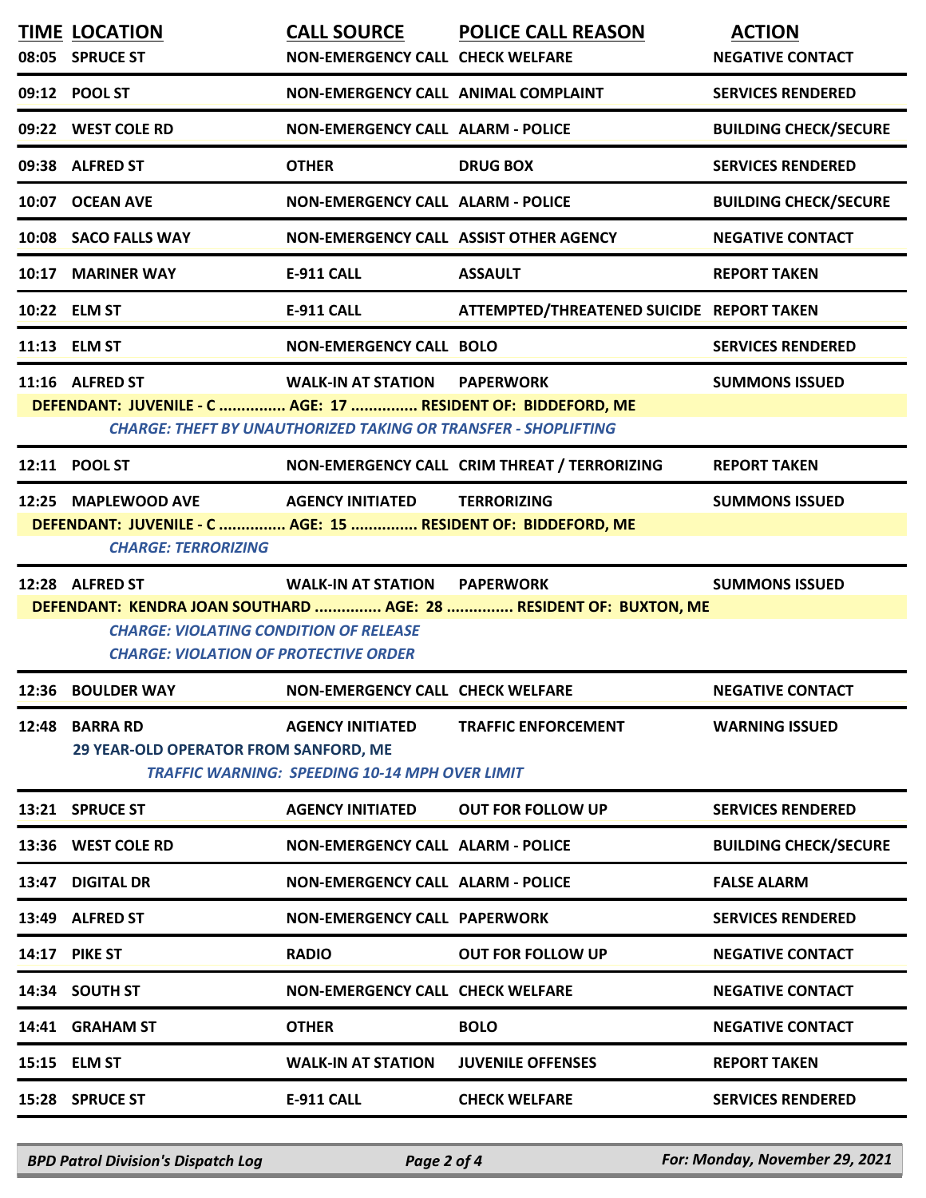| TIME | LOCATION | CALL SOURCE | POLICE CALL REASON | ACTION |
|---|---|---|---|---|
| 08:05 | SPRUCE ST | NON-EMERGENCY CALL | CHECK WELFARE | NEGATIVE CONTACT |
| 09:12 | POOL ST | NON-EMERGENCY CALL | ANIMAL COMPLAINT | SERVICES RENDERED |
| 09:22 | WEST COLE RD | NON-EMERGENCY CALL | ALARM - POLICE | BUILDING CHECK/SECURE |
| 09:38 | ALFRED ST | OTHER | DRUG BOX | SERVICES RENDERED |
| 10:07 | OCEAN AVE | NON-EMERGENCY CALL | ALARM - POLICE | BUILDING CHECK/SECURE |
| 10:08 | SACO FALLS WAY | NON-EMERGENCY CALL | ASSIST OTHER AGENCY | NEGATIVE CONTACT |
| 10:17 | MARINER WAY | E-911 CALL | ASSAULT | REPORT TAKEN |
| 10:22 | ELM ST | E-911 CALL | ATTEMPTED/THREATENED SUICIDE | REPORT TAKEN |
| 11:13 | ELM ST | NON-EMERGENCY CALL | BOLO | SERVICES RENDERED |
| 11:16 | ALFRED ST | WALK-IN AT STATION | PAPERWORK | SUMMONS ISSUED |
| | DEFENDANT: JUVENILE - C ............... AGE: 17 ............... RESIDENT OF: BIDDEFORD, ME | | | |
| | CHARGE: THEFT BY UNAUTHORIZED TAKING OR TRANSFER - SHOPLIFTING | | | |
| 12:11 | POOL ST | NON-EMERGENCY CALL | CRIM THREAT / TERRORIZING | REPORT TAKEN |
| 12:25 | MAPLEWOOD AVE | AGENCY INITIATED | TERRORIZING | SUMMONS ISSUED |
| | DEFENDANT: JUVENILE - C ............... AGE: 15 ............... RESIDENT OF: BIDDEFORD, ME | | | |
| | CHARGE: TERRORIZING | | | |
| 12:28 | ALFRED ST | WALK-IN AT STATION | PAPERWORK | SUMMONS ISSUED |
| | DEFENDANT: KENDRA JOAN SOUTHARD ............... AGE: 28 ............... RESIDENT OF: BUXTON, ME | | | |
| | CHARGE: VIOLATING CONDITION OF RELEASE | | | |
| | CHARGE: VIOLATION OF PROTECTIVE ORDER | | | |
| 12:36 | BOULDER WAY | NON-EMERGENCY CALL | CHECK WELFARE | NEGATIVE CONTACT |
| 12:48 | BARRA RD | AGENCY INITIATED | TRAFFIC ENFORCEMENT | WARNING ISSUED |
| | 29 YEAR-OLD OPERATOR FROM SANFORD, ME | | | |
| | TRAFFIC WARNING: SPEEDING 10-14 MPH OVER LIMIT | | | |
| 13:21 | SPRUCE ST | AGENCY INITIATED | OUT FOR FOLLOW UP | SERVICES RENDERED |
| 13:36 | WEST COLE RD | NON-EMERGENCY CALL | ALARM - POLICE | BUILDING CHECK/SECURE |
| 13:47 | DIGITAL DR | NON-EMERGENCY CALL | ALARM - POLICE | FALSE ALARM |
| 13:49 | ALFRED ST | NON-EMERGENCY CALL | PAPERWORK | SERVICES RENDERED |
| 14:17 | PIKE ST | RADIO | OUT FOR FOLLOW UP | NEGATIVE CONTACT |
| 14:34 | SOUTH ST | NON-EMERGENCY CALL | CHECK WELFARE | NEGATIVE CONTACT |
| 14:41 | GRAHAM ST | OTHER | BOLO | NEGATIVE CONTACT |
| 15:15 | ELM ST | WALK-IN AT STATION | JUVENILE OFFENSES | REPORT TAKEN |
| 15:28 | SPRUCE ST | E-911 CALL | CHECK WELFARE | SERVICES RENDERED |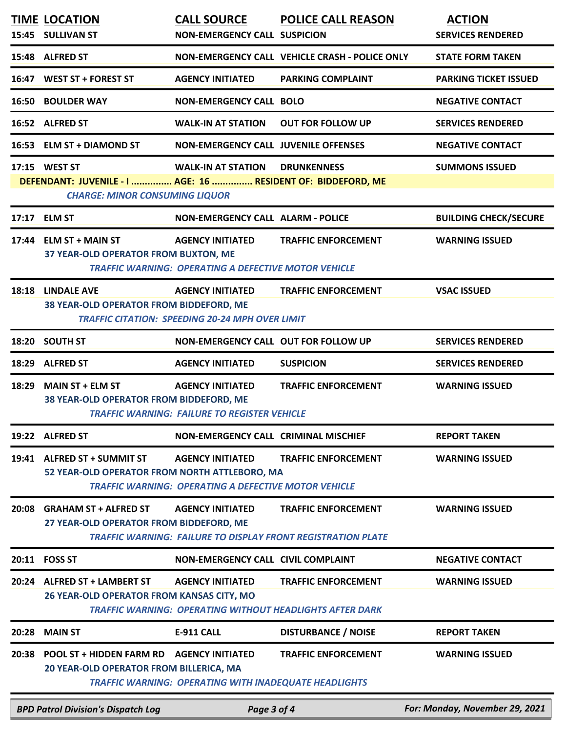| TIME | LOCATION | CALL SOURCE | POLICE CALL REASON | ACTION |
|---|---|---|---|---|
| 15:45 | SULLIVAN ST | NON-EMERGENCY CALL | SUSPICION | SERVICES RENDERED |
| 15:48 | ALFRED ST | NON-EMERGENCY CALL | VEHICLE CRASH - POLICE ONLY | STATE FORM TAKEN |
| 16:47 | WEST ST + FOREST ST | AGENCY INITIATED | PARKING COMPLAINT | PARKING TICKET ISSUED |
| 16:50 | BOULDER WAY | NON-EMERGENCY CALL | BOLO | NEGATIVE CONTACT |
| 16:52 | ALFRED ST | WALK-IN AT STATION | OUT FOR FOLLOW UP | SERVICES RENDERED |
| 16:53 | ELM ST + DIAMOND ST | NON-EMERGENCY CALL | JUVENILE OFFENSES | NEGATIVE CONTACT |
| 17:15 | WEST ST | WALK-IN AT STATION | DRUNKENNESS | SUMMONS ISSUED |

DEFENDANT: JUVENILE - I ............... AGE: 16 ............... RESIDENT OF: BIDDEFORD, ME
*CHARGE: MINOR CONSUMING LIQUOR*

| TIME | LOCATION | CALL SOURCE | POLICE CALL REASON | ACTION |
|---|---|---|---|---|
| 17:17 | ELM ST | NON-EMERGENCY CALL | ALARM - POLICE | BUILDING CHECK/SECURE |
| 17:44 | ELM ST + MAIN ST | AGENCY INITIATED | TRAFFIC ENFORCEMENT | WARNING ISSUED |

37 YEAR-OLD OPERATOR FROM BUXTON, ME
*TRAFFIC WARNING: OPERATING A DEFECTIVE MOTOR VEHICLE*

| TIME | LOCATION | CALL SOURCE | POLICE CALL REASON | ACTION |
|---|---|---|---|---|
| 18:18 | LINDALE AVE | AGENCY INITIATED | TRAFFIC ENFORCEMENT | VSAC ISSUED |

38 YEAR-OLD OPERATOR FROM BIDDEFORD, ME
*TRAFFIC CITATION: SPEEDING 20-24 MPH OVER LIMIT*

| TIME | LOCATION | CALL SOURCE | POLICE CALL REASON | ACTION |
|---|---|---|---|---|
| 18:20 | SOUTH ST | NON-EMERGENCY CALL | OUT FOR FOLLOW UP | SERVICES RENDERED |
| 18:29 | ALFRED ST | AGENCY INITIATED | SUSPICION | SERVICES RENDERED |
| 18:29 | MAIN ST + ELM ST | AGENCY INITIATED | TRAFFIC ENFORCEMENT | WARNING ISSUED |

38 YEAR-OLD OPERATOR FROM BIDDEFORD, ME
*TRAFFIC WARNING: FAILURE TO REGISTER VEHICLE*

| TIME | LOCATION | CALL SOURCE | POLICE CALL REASON | ACTION |
|---|---|---|---|---|
| 19:22 | ALFRED ST | NON-EMERGENCY CALL | CRIMINAL MISCHIEF | REPORT TAKEN |
| 19:41 | ALFRED ST + SUMMIT ST | AGENCY INITIATED | TRAFFIC ENFORCEMENT | WARNING ISSUED |

52 YEAR-OLD OPERATOR FROM NORTH ATTLEBORO, MA
*TRAFFIC WARNING: OPERATING A DEFECTIVE MOTOR VEHICLE*

| TIME | LOCATION | CALL SOURCE | POLICE CALL REASON | ACTION |
|---|---|---|---|---|
| 20:08 | GRAHAM ST + ALFRED ST | AGENCY INITIATED | TRAFFIC ENFORCEMENT | WARNING ISSUED |

27 YEAR-OLD OPERATOR FROM BIDDEFORD, ME
*TRAFFIC WARNING: FAILURE TO DISPLAY FRONT REGISTRATION PLATE*

| TIME | LOCATION | CALL SOURCE | POLICE CALL REASON | ACTION |
|---|---|---|---|---|
| 20:11 | FOSS ST | NON-EMERGENCY CALL | CIVIL COMPLAINT | NEGATIVE CONTACT |
| 20:24 | ALFRED ST + LAMBERT ST | AGENCY INITIATED | TRAFFIC ENFORCEMENT | WARNING ISSUED |

26 YEAR-OLD OPERATOR FROM KANSAS CITY, MO
*TRAFFIC WARNING: OPERATING WITHOUT HEADLIGHTS AFTER DARK*

| TIME | LOCATION | CALL SOURCE | POLICE CALL REASON | ACTION |
|---|---|---|---|---|
| 20:28 | MAIN ST | E-911 CALL | DISTURBANCE / NOISE | REPORT TAKEN |
| 20:38 | POOL ST + HIDDEN FARM RD | AGENCY INITIATED | TRAFFIC ENFORCEMENT | WARNING ISSUED |

20 YEAR-OLD OPERATOR FROM BILLERICA, MA
*TRAFFIC WARNING: OPERATING WITH INADEQUATE HEADLIGHTS*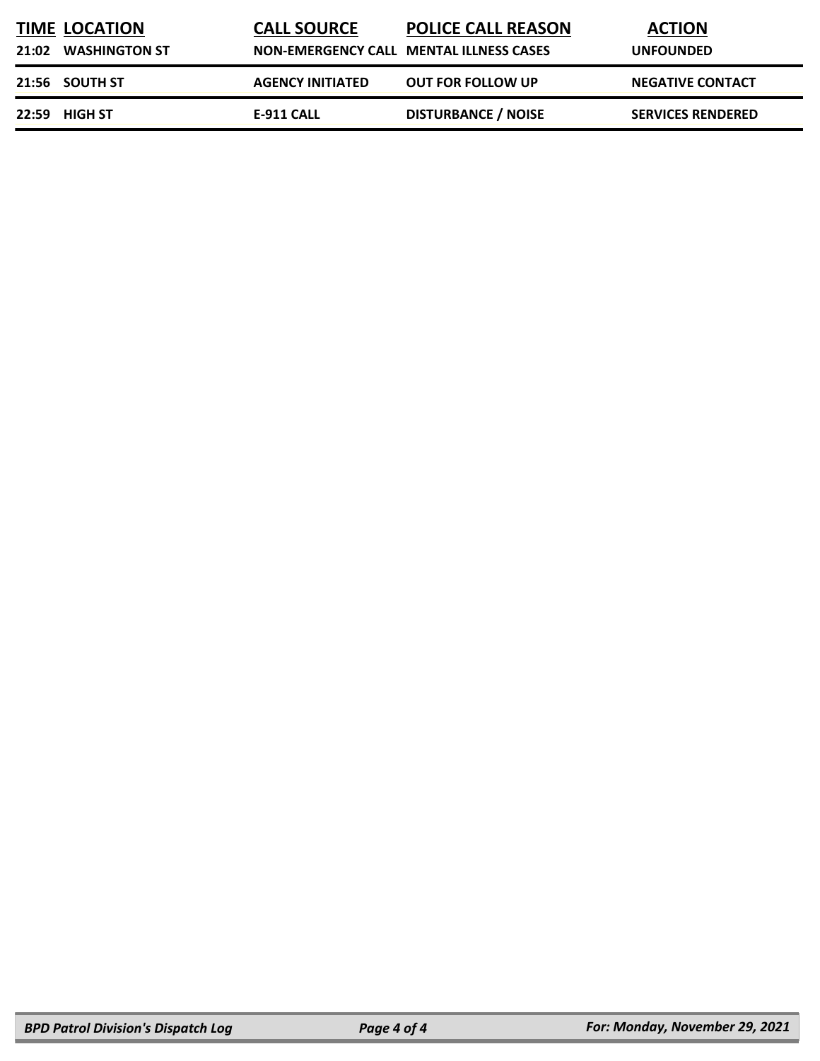| TIME | LOCATION | CALL SOURCE | POLICE CALL REASON | ACTION |
| --- | --- | --- | --- | --- |
| 21:02 | WASHINGTON ST | NON-EMERGENCY CALL | MENTAL ILLNESS CASES | UNFOUNDED |
| 21:56 | SOUTH ST | AGENCY INITIATED | OUT FOR FOLLOW UP | NEGATIVE CONTACT |
| 22:59 | HIGH ST | E-911 CALL | DISTURBANCE / NOISE | SERVICES RENDERED |